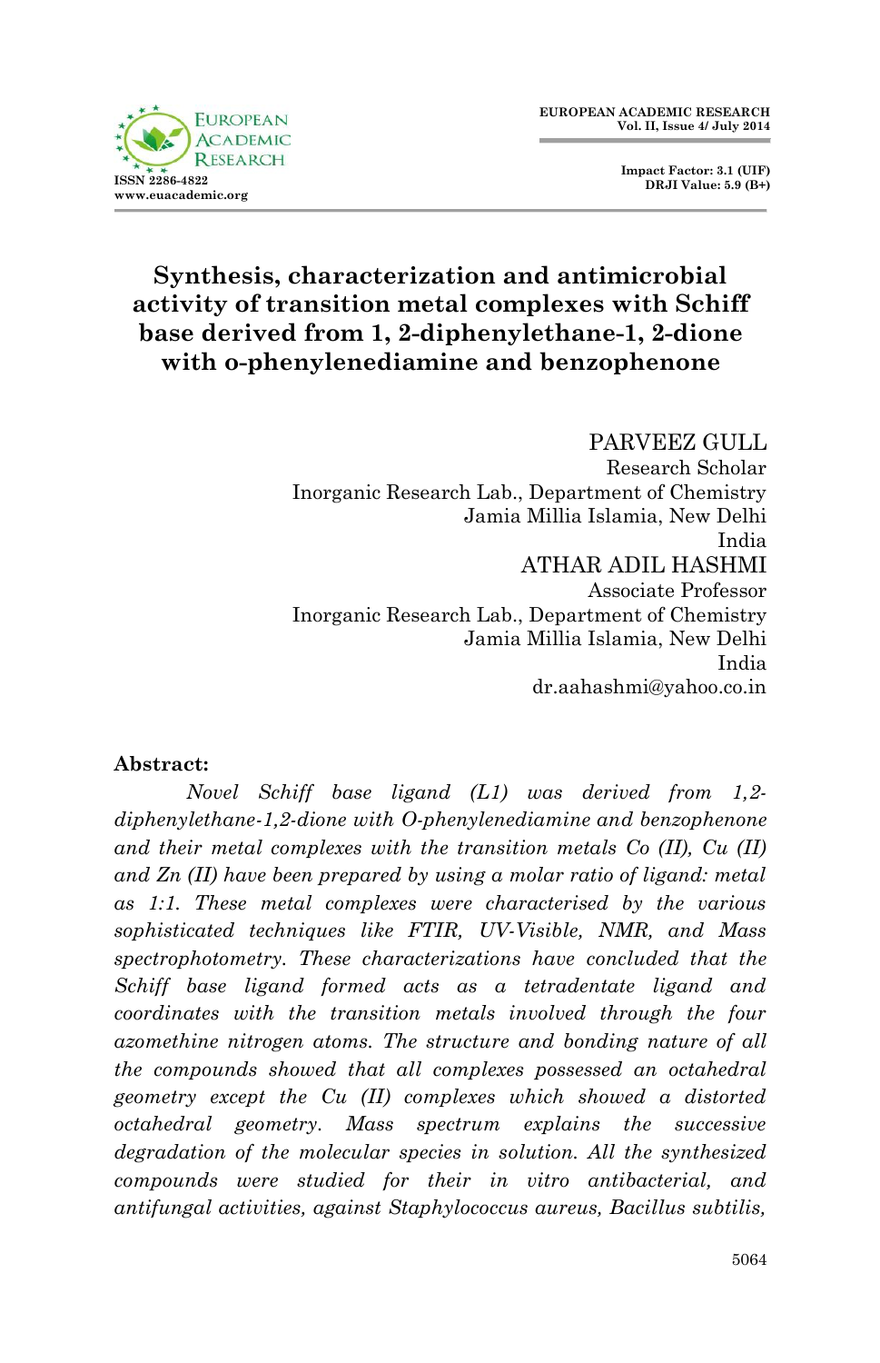# Synthesis, characterization and antimicrobial activity of transition metal complexes with Schiff base derived from 1, 2-diphenylethane-1, 2-dione with o-phenylenediamine and benzophenone

PARVEEZ GULL  
Research Scholar  
Inorganic Research Lab., Department of Chemistry  
Jamia Millia Islamia, New Delhi  
India

ATHAR ADIL HASHMI  
Associate Professor  
Inorganic Research Lab., Department of Chemistry  
Jamia Millia Islamia, New Delhi  
India  
dr.aahashmi@yahoo.co.in

**Abstract:**

*Novel Schiff base ligand (L1) was derived from 1,2-diphenylethane-1,2-dione with O-phenylenediamine and benzophenone and their metal complexes with the transition metals Co (II), Cu (II) and Zn (II) have been prepared by using a molar ratio of ligand: metal as 1:1. These metal complexes were characterised by the various sophisticated techniques like FTIR, UV-Visible, NMR, and Mass spectrophotometry. These characterizations have concluded that the Schiff base ligand formed acts as a tetradentate ligand and coordinates with the transition metals involved through the four azomethine nitrogen atoms. The structure and bonding nature of all the compounds showed that all complexes possessed an octahedral geometry except the Cu (II) complexes which showed a distorted octahedral geometry. Mass spectrum explains the successive degradation of the molecular species in solution. All the synthesized compounds were studied for their in vitro antibacterial, and antifungal activities, against Staphylococcus aureus, Bacillus subtilis,*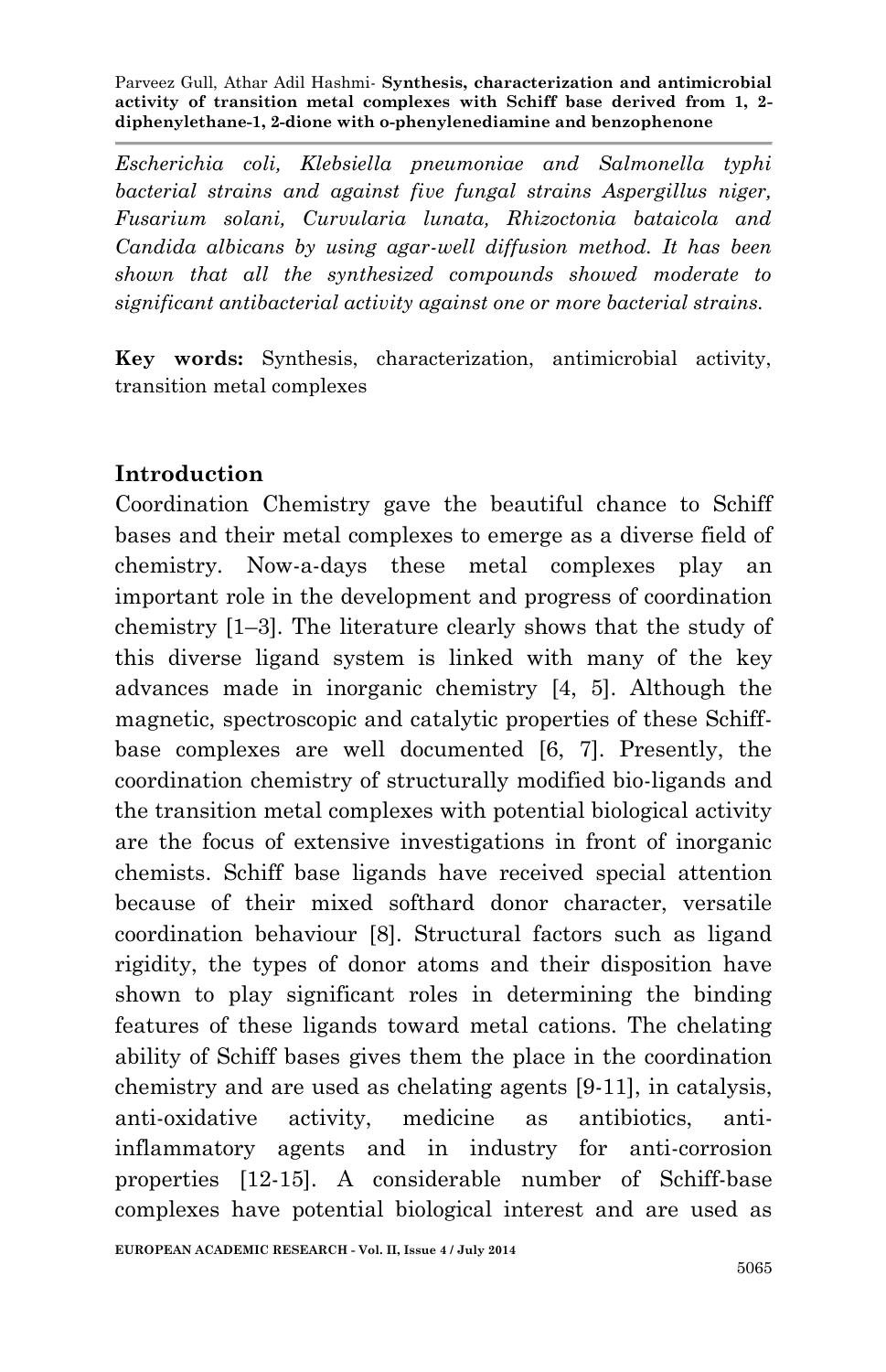*Escherichia coli, Klebsiella pneumoniae and Salmonella typhi bacterial strains and against five fungal strains Aspergillus niger, Fusarium solani, Curvularia lunata, Rhizoctonia bataicola and Candida albicans by using agar-well diffusion method. It has been shown that all the synthesized compounds showed moderate to significant antibacterial activity against one or more bacterial strains.*

**Key words:** Synthesis, characterization, antimicrobial activity, transition metal complexes

## Introduction

Coordination Chemistry gave the beautiful chance to Schiff bases and their metal complexes to emerge as a diverse field of chemistry. Now-a-days these metal complexes play an important role in the development and progress of coordination chemistry [1–3]. The literature clearly shows that the study of this diverse ligand system is linked with many of the key advances made in inorganic chemistry [4, 5]. Although the magnetic, spectroscopic and catalytic properties of these Schiff-base complexes are well documented [6, 7]. Presently, the coordination chemistry of structurally modified bio-ligands and the transition metal complexes with potential biological activity are the focus of extensive investigations in front of inorganic chemists. Schiff base ligands have received special attention because of their mixed softhard donor character, versatile coordination behaviour [8]. Structural factors such as ligand rigidity, the types of donor atoms and their disposition have shown to play significant roles in determining the binding features of these ligands toward metal cations. The chelating ability of Schiff bases gives them the place in the coordination chemistry and are used as chelating agents [9-11], in catalysis, anti-oxidative activity, medicine as antibiotics, anti-inflammatory agents and in industry for anti-corrosion properties [12-15]. A considerable number of Schiff-base complexes have potential biological interest and are used as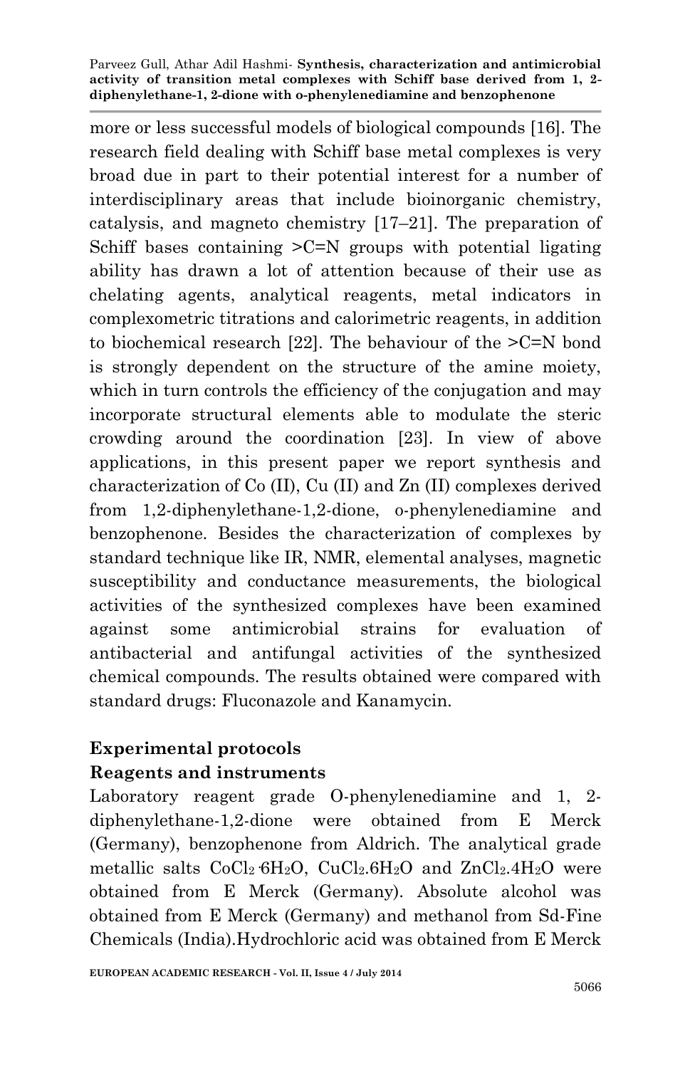more or less successful models of biological compounds [16]. The research field dealing with Schiff base metal complexes is very broad due in part to their potential interest for a number of interdisciplinary areas that include bioinorganic chemistry, catalysis, and magneto chemistry [17–21]. The preparation of Schiff bases containing >C=N groups with potential ligating ability has drawn a lot of attention because of their use as chelating agents, analytical reagents, metal indicators in complexometric titrations and calorimetric reagents, in addition to biochemical research [22]. The behaviour of the >C=N bond is strongly dependent on the structure of the amine moiety, which in turn controls the efficiency of the conjugation and may incorporate structural elements able to modulate the steric crowding around the coordination [23]. In view of above applications, in this present paper we report synthesis and characterization of Co (II), Cu (II) and Zn (II) complexes derived from 1,2-diphenylethane-1,2-dione, o-phenylenediamine and benzophenone. Besides the characterization of complexes by standard technique like IR, NMR, elemental analyses, magnetic susceptibility and conductance measurements, the biological activities of the synthesized complexes have been examined against some antimicrobial strains for evaluation of antibacterial and antifungal activities of the synthesized chemical compounds. The results obtained were compared with standard drugs: Fluconazole and Kanamycin.

## Experimental protocols

### Reagents and instruments

Laboratory reagent grade O-phenylenediamine and 1, 2-diphenylethane-1,2-dione were obtained from E Merck (Germany), benzophenone from Aldrich. The analytical grade metallic salts $CoCl_2 \cdot 6H_2O$, $CuCl_2.6H_2O$ and $ZnCl_2.4H_2O$ were obtained from E Merck (Germany). Absolute alcohol was obtained from E Merck (Germany) and methanol from Sd-Fine Chemicals (India).Hydrochloric acid was obtained from E Merck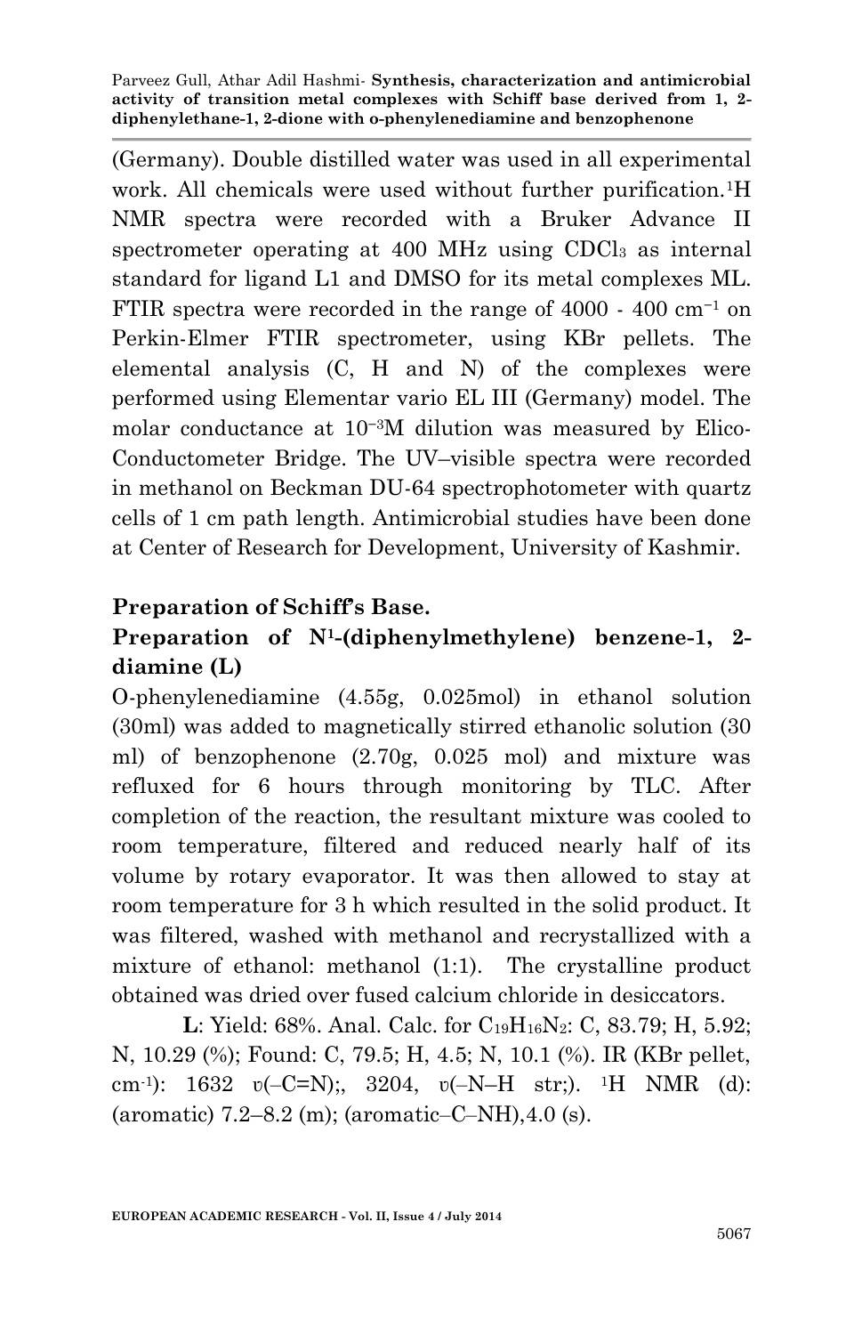(Germany). Double distilled water was used in all experimental work. All chemicals were used without further purification.[1]H NMR spectra were recorded with a Bruker Advance II spectrometer operating at 400 MHz using $CDCl_3$ as internal standard for ligand L1 and DMSO for its metal complexes ML. FTIR spectra were recorded in the range of 4000 - 400 $cm^{-1}$ on Perkin-Elmer FTIR spectrometer, using KBr pellets. The elemental analysis (C, H and N) of the complexes were performed using Elementar vario EL III (Germany) model. The molar conductance at $10^{-3}$M dilution was measured by Elico-Conductometer Bridge. The UV–visible spectra were recorded in methanol on Beckman DU-64 spectrophotometer with quartz cells of 1 cm path length. Antimicrobial studies have been done at Center of Research for Development, University of Kashmir.

## Preparation of Schiff's Base.

### Preparation of $N^1$-(diphenylmethylene) benzene-1, 2-diamine (L)

O-phenylenediamine (4.55g, 0.025mol) in ethanol solution (30ml) was added to magnetically stirred ethanolic solution (30 ml) of benzophenone (2.70g, 0.025 mol) and mixture was refluxed for 6 hours through monitoring by TLC. After completion of the reaction, the resultant mixture was cooled to room temperature, filtered and reduced nearly half of its volume by rotary evaporator. It was then allowed to stay at room temperature for 3 h which resulted in the solid product. It was filtered, washed with methanol and recrystallized with a mixture of ethanol: methanol (1:1). The crystalline product obtained was dried over fused calcium chloride in desiccators.

**L**: Yield: 68%. Anal. Calc. for $C_{19}H_{16}N_2$: C, 83.79; H, 5.92; N, 10.29 (%); Found: C, 79.5; H, 4.5; N, 10.1 (%). IR (KBr pellet, $cm^{-1}$): 1632 υ(–C=N);, 3204, υ(–N–H str;). [1]H NMR (d): (aromatic) 7.2–8.2 (m); (aromatic–C–NH),4.0 (s).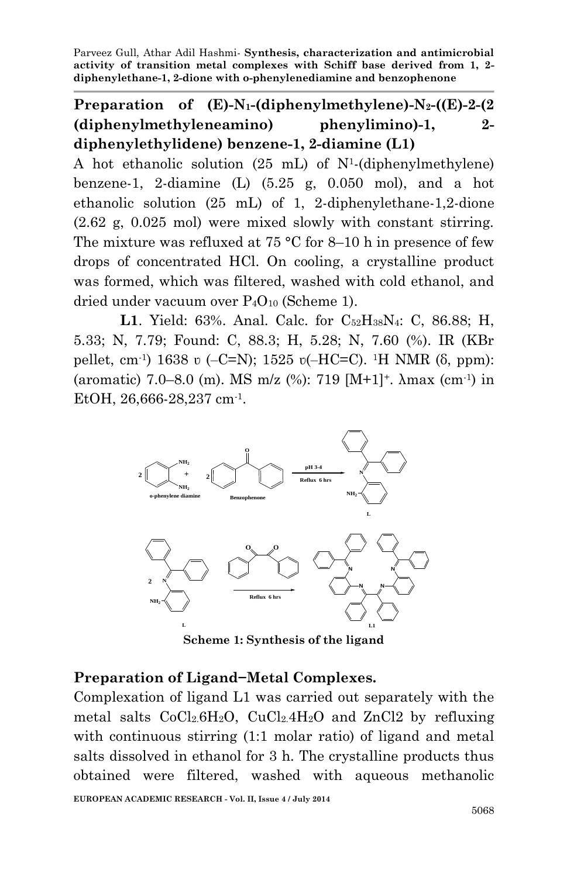## Preparation of (E)-N1-(diphenylmethylene)-N2-((E)-2-(2 (diphenylmethyleneamino) phenylimino)-1, 2-diphenylethylidene) benzene-1, 2-diamine (L1)

A hot ethanolic solution (25 mL) of N[1]-(diphenylmethylene) benzene-1, 2-diamine (L) (5.25 g, 0.050 mol), and a hot ethanolic solution (25 mL) of 1, 2-diphenylethane-1,2-dione (2.62 g, 0.025 mol) were mixed slowly with constant stirring. The mixture was refluxed at 75 °C for 8–10 h in presence of few drops of concentrated HCl. On cooling, a crystalline product was formed, which was filtered, washed with cold ethanol, and dried under vacuum over $P_4O_{10}$ (Scheme 1).

**L1**. Yield: 63%. Anal. Calc. for $C_{52}H_{38}N_4$: C, 86.88; H, 5.33; N, 7.79; Found: C, 88.3; H, 5.28; N, 7.60 (%). IR (KBr pellet, $cm^{-1}$) 1638 υ (–C=N); 1525 υ(–HC=C). $^1$H NMR (δ, ppm): (aromatic) 7.0–8.0 (m). MS m/z (%): 719 $[M+1]^+$. λmax ($cm^{-1}$) in EtOH, 26,666-28,237 $cm^{-1}$.

**Scheme 1: Synthesis of the ligand**

## Preparation of Ligand−Metal Complexes.

Complexation of ligand L1 was carried out separately with the metal salts $CoCl_2.6H_2O$, $CuCl_2.4H_2O$ and ZnCl2 by refluxing with continuous stirring (1:1 molar ratio) of ligand and metal salts dissolved in ethanol for 3 h. The crystalline products thus obtained were filtered, washed with aqueous methanolic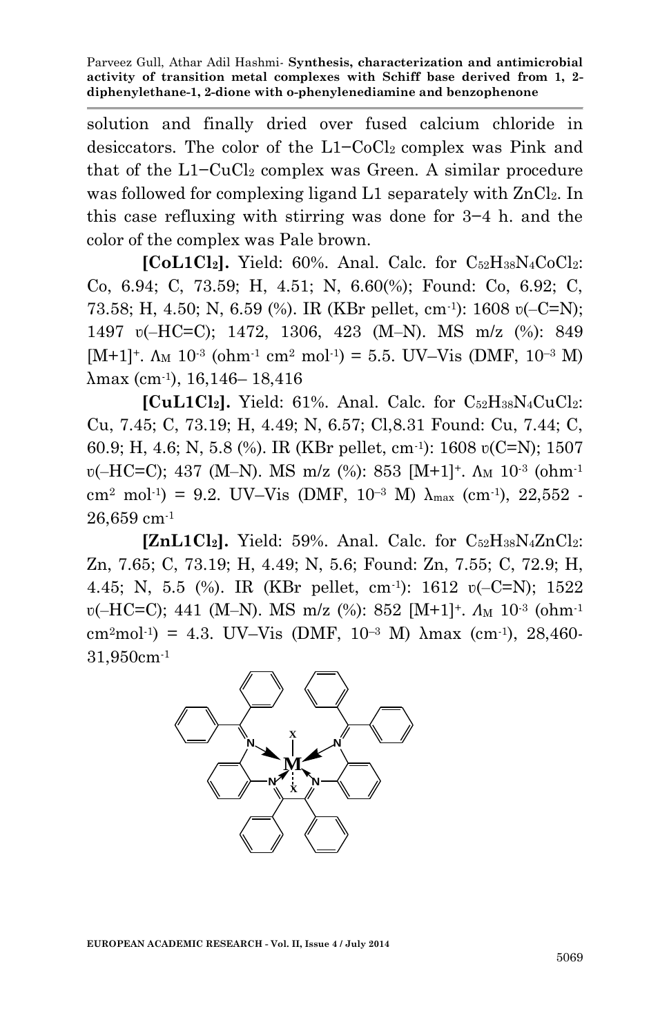solution and finally dried over fused calcium chloride in desiccators. The color of the L1−$CoCl_2$ complex was Pink and that of the L1−$CuCl_2$ complex was Green. A similar procedure was followed for complexing ligand L1 separately with $ZnCl_2$. In this case refluxing with stirring was done for 3−4 h. and the color of the complex was Pale brown.

**[CoL1Cl₂].** Yield: 60%. Anal. Calc. for $C_{52}H_{38}N_4CoCl_2$: Co, 6.94; C, 73.59; H, 4.51; N, 6.60(%); Found: Co, 6.92; C, 73.58; H, 4.50; N, 6.59 (%). IR (KBr pellet, $cm^{-1}$): 1608 υ(–C=N); 1497 υ(–HC=C); 1472, 1306, 423 (M–N). MS m/z (%): 849 $[M+1]^+$. $\Lambda_M$ $10^{-3}$ ($ohm^{-1}$ $cm^2$ $mol^{-1}$) = 5.5. UV–Vis (DMF, $10^{-3}$ M) λmax ($cm^{-1}$), 16,146– 18,416

**[CuL1Cl₂].** Yield: 61%. Anal. Calc. for $C_{52}H_{38}N_4CuCl_2$: Cu, 7.45; C, 73.19; H, 4.49; N, 6.57; Cl,8.31 Found: Cu, 7.44; C, 60.9; H, 4.6; N, 5.8 (%). IR (KBr pellet, $cm^{-1}$): 1608 υ(C=N); 1507 υ(–HC=C); 437 (M–N). MS m/z (%): 853 $[M+1]^+$. $\Lambda_M$ $10^{-3}$ ($ohm^{-1}$ $cm^2$ $mol^{-1}$) = 9.2. UV–Vis (DMF, $10^{-3}$ M) $\lambda_{max}$ ($cm^{-1}$), 22,552 - 26,659 $cm^{-1}$

**[ZnL1Cl₂].** Yield: 59%. Anal. Calc. for $C_{52}H_{38}N_4ZnCl_2$: Zn, 7.65; C, 73.19; H, 4.49; N, 5.6; Found: Zn, 7.55; C, 72.9; H, 4.45; N, 5.5 (%). IR (KBr pellet, $cm^{-1}$): 1612 υ(–C=N); 1522 υ(–HC=C); 441 (M–N). MS m/z (%): 852 $[M+1]^+$. $\Lambda_M$ $10^{-3}$ ($ohm^{-1}$ $cm^2mol^{-1}$) = 4.3. UV–Vis (DMF, $10^{-3}$ M) λmax ($cm^{-1}$), 28,460-31,950$cm^{-1}$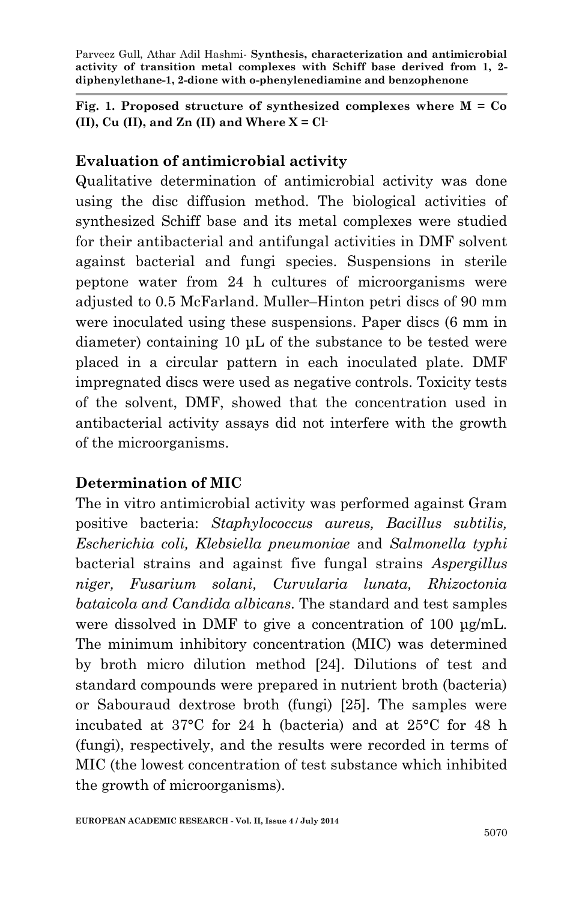**Fig. 1. Proposed structure of synthesized complexes where M = Co (II), Cu (II), and Zn (II) and Where X = Cl$^-$**

## Evaluation of antimicrobial activity

Qualitative determination of antimicrobial activity was done using the disc diffusion method. The biological activities of synthesized Schiff base and its metal complexes were studied for their antibacterial and antifungal activities in DMF solvent against bacterial and fungi species. Suspensions in sterile peptone water from 24 h cultures of microorganisms were adjusted to 0.5 McFarland. Muller–Hinton petri discs of 90 mm were inoculated using these suspensions. Paper discs (6 mm in diameter) containing 10 µL of the substance to be tested were placed in a circular pattern in each inoculated plate. DMF impregnated discs were used as negative controls. Toxicity tests of the solvent, DMF, showed that the concentration used in antibacterial activity assays did not interfere with the growth of the microorganisms.

## Determination of MIC

The in vitro antimicrobial activity was performed against Gram positive bacteria: *Staphylococcus aureus, Bacillus subtilis, Escherichia coli, Klebsiella pneumoniae* and *Salmonella typhi* bacterial strains and against five fungal strains *Aspergillus niger, Fusarium solani, Curvularia lunata, Rhizoctonia bataicola and Candida albicans.* The standard and test samples were dissolved in DMF to give a concentration of 100 µg/mL. The minimum inhibitory concentration (MIC) was determined by broth micro dilution method [24]. Dilutions of test and standard compounds were prepared in nutrient broth (bacteria) or Sabouraud dextrose broth (fungi) [25]. The samples were incubated at 37°C for 24 h (bacteria) and at 25°C for 48 h (fungi), respectively, and the results were recorded in terms of MIC (the lowest concentration of test substance which inhibited the growth of microorganisms).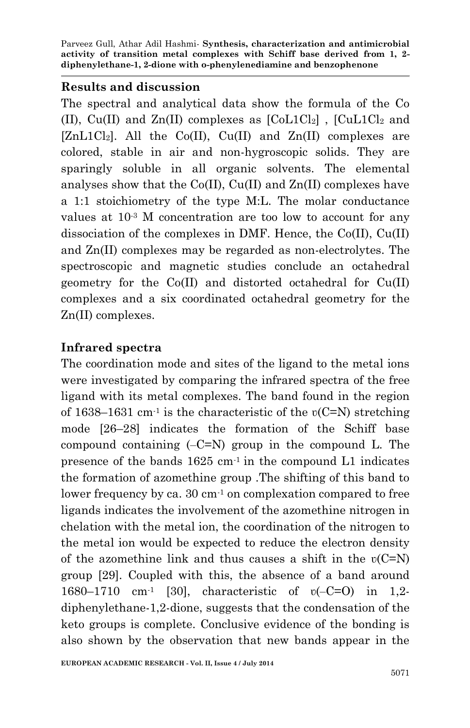## Results and discussion

The spectral and analytical data show the formula of the Co (II), Cu(II) and Zn(II) complexes as [CoL1$Cl_2$] , [CuL1$Cl_2$ and [ZnL1$Cl_2$]. All the Co(II), Cu(II) and Zn(II) complexes are colored, stable in air and non-hygroscopic solids. They are sparingly soluble in all organic solvents. The elemental analyses show that the Co(II), Cu(II) and Zn(II) complexes have a 1:1 stoichiometry of the type M:L. The molar conductance values at $10^{-3}$ M concentration are too low to account for any dissociation of the complexes in DMF. Hence, the Co(II), Cu(II) and Zn(II) complexes may be regarded as non-electrolytes. The spectroscopic and magnetic studies conclude an octahedral geometry for the Co(II) and distorted octahedral for Cu(II) complexes and a six coordinated octahedral geometry for the Zn(II) complexes.

## Infrared spectra

The coordination mode and sites of the ligand to the metal ions were investigated by comparing the infrared spectra of the free ligand with its metal complexes. The band found in the region of 1638–1631 $cm^{-1}$ is the characteristic of the υ(C=N) stretching mode [26–28] indicates the formation of the Schiff base compound containing (–C=N) group in the compound L. The presence of the bands 1625 $cm^{-1}$ in the compound L1 indicates the formation of azomethine group .The shifting of this band to lower frequency by ca. 30 $cm^{-1}$ on complexation compared to free ligands indicates the involvement of the azomethine nitrogen in chelation with the metal ion, the coordination of the nitrogen to the metal ion would be expected to reduce the electron density of the azomethine link and thus causes a shift in the υ(C=N) group [29]. Coupled with this, the absence of a band around 1680–1710 $cm^{-1}$ [30], characteristic of υ(–C=O) in 1,2-diphenylethane-1,2-dione, suggests that the condensation of the keto groups is complete. Conclusive evidence of the bonding is also shown by the observation that new bands appear in the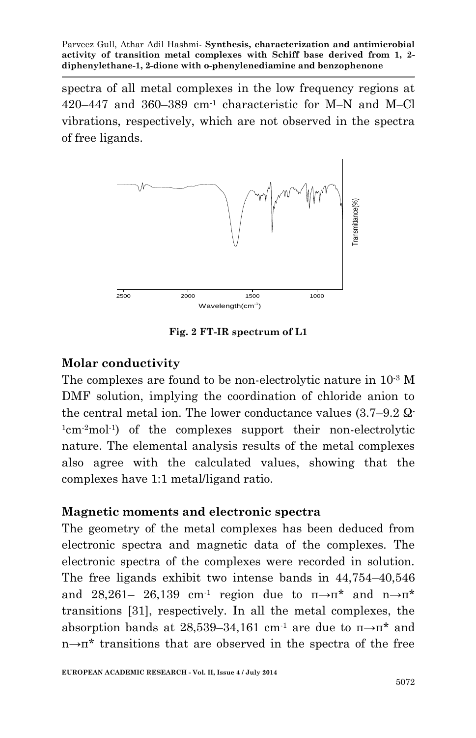spectra of all metal complexes in the low frequency regions at 420–447 and 360–389 $cm^{-1}$ characteristic for M–N and M–Cl vibrations, respectively, which are not observed in the spectra of free ligands.

**Fig. 2 FT-IR spectrum of L1**

## Molar conductivity

The complexes are found to be non-electrolytic nature in $10^{-3}$ M DMF solution, implying the coordination of chloride anion to the central metal ion. The lower conductance values (3.7–9.2 $\Omega^{-1}cm^{-2}mol^{-1}$) of the complexes support their non-electrolytic nature. The elemental analysis results of the metal complexes also agree with the calculated values, showing that the complexes have 1:1 metal/ligand ratio.

## Magnetic moments and electronic spectra

The geometry of the metal complexes has been deduced from electronic spectra and magnetic data of the complexes. The electronic spectra of the complexes were recorded in solution. The free ligands exhibit two intense bands in 44,754–40,546 and 28,261– 26,139 $cm^{-1}$ region due to $\pi\rightarrow\pi^*$ and $n\rightarrow\pi^*$ transitions [31], respectively. In all the metal complexes, the absorption bands at 28,539–34,161 $cm^{-1}$ are due to $\pi\rightarrow\pi^*$ and $n\rightarrow\pi^*$ transitions that are observed in the spectra of the free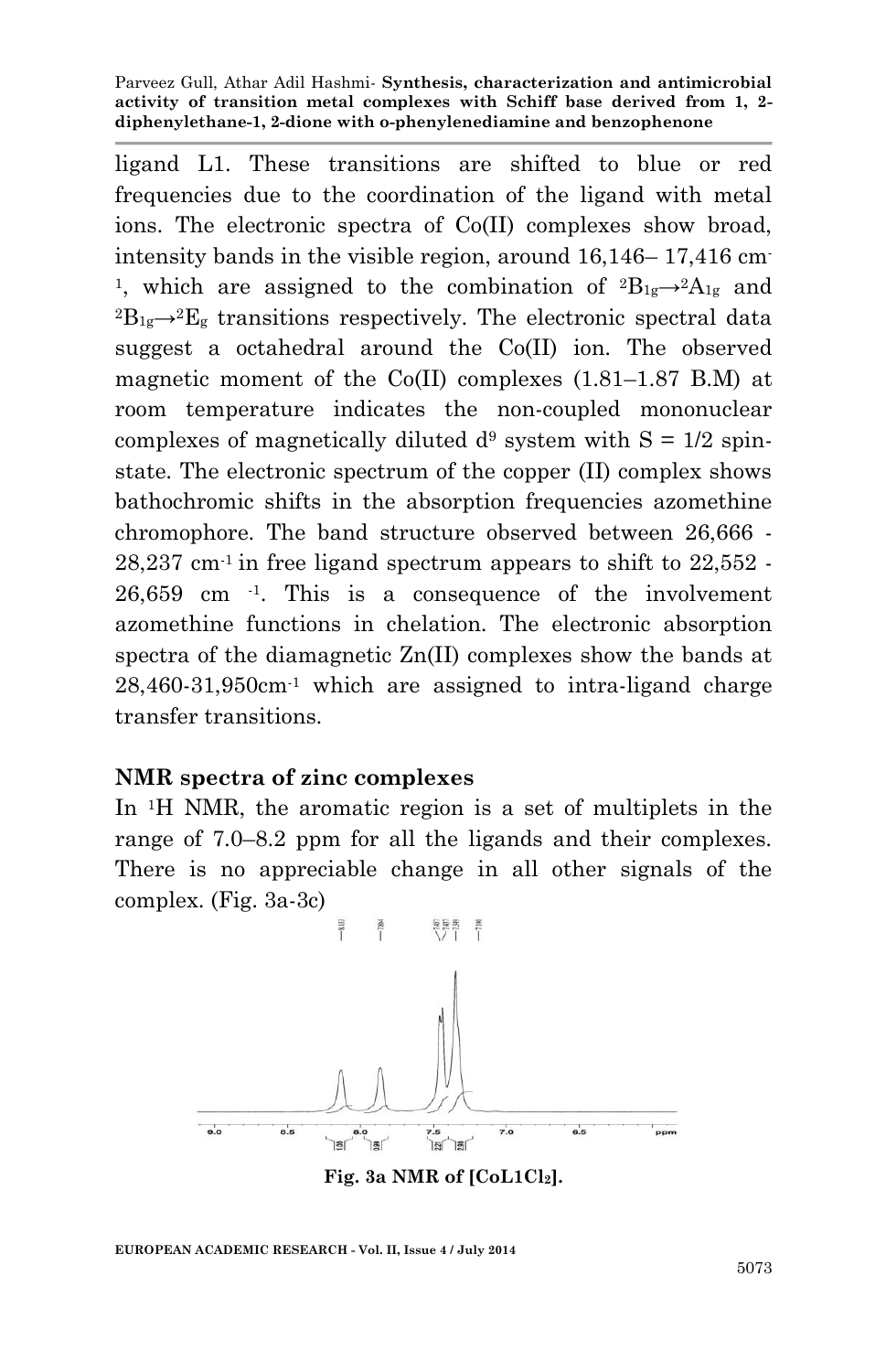ligand L1. These transitions are shifted to blue or red frequencies due to the coordination of the ligand with metal ions. The electronic spectra of Co(II) complexes show broad, intensity bands in the visible region, around 16,146– 17,416 $cm^{-1}$, which are assigned to the combination of ${}^2B_{1g}\rightarrow{}^2A_{1g}$ and ${}^2B_{1g}\rightarrow{}^2E_g$ transitions respectively. The electronic spectral data suggest a octahedral around the Co(II) ion. The observed magnetic moment of the Co(II) complexes (1.81–1.87 B.M) at room temperature indicates the non-coupled mononuclear complexes of magnetically diluted $d^9$ system with S = 1/2 spin-state. The electronic spectrum of the copper (II) complex shows bathochromic shifts in the absorption frequencies azomethine chromophore. The band structure observed between 26,666 - 28,237 $cm^{-1}$ in free ligand spectrum appears to shift to 22,552 - 26,659 cm $^{-1}$. This is a consequence of the involvement azomethine functions in chelation. The electronic absorption spectra of the diamagnetic Zn(II) complexes show the bands at 28,460-31,950$cm^{-1}$ which are assigned to intra-ligand charge transfer transitions.

## NMR spectra of zinc complexes

In $^1H$ NMR, the aromatic region is a set of multiplets in the range of 7.0–8.2 ppm for all the ligands and their complexes. There is no appreciable change in all other signals of the complex. (Fig. 3a-3c)

**Fig. 3a NMR of [$CoL1Cl_2$].**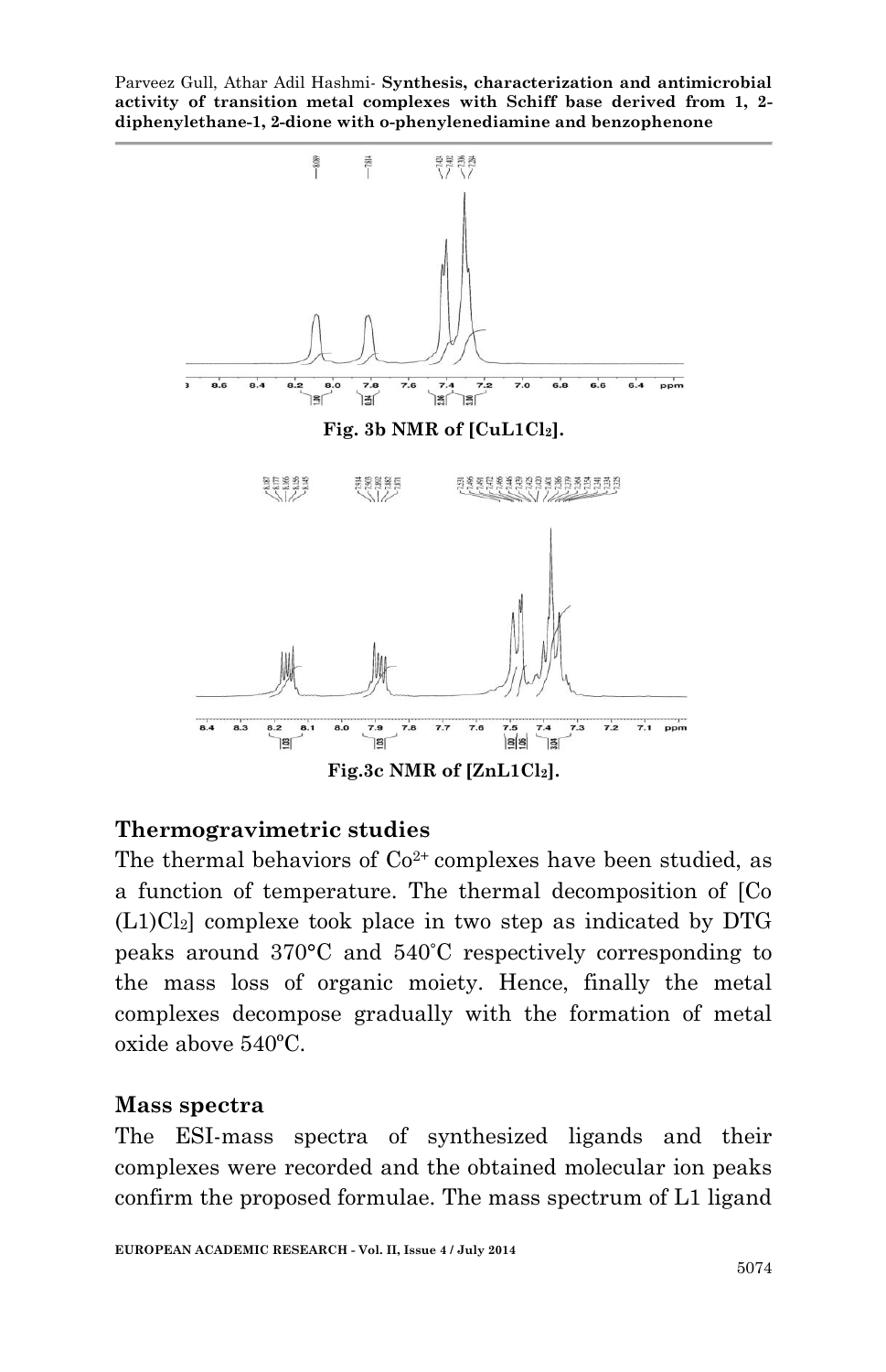Fig. 3b NMR of $[CuL1Cl_2]$.

Fig.3c NMR of $[ZnL1Cl_2]$.

## Thermogravimetric studies

The thermal behaviors of $Co^{2+}$ complexes have been studied, as a function of temperature. The thermal decomposition of $[Co(L1)Cl_2]$ complexe took place in two step as indicated by DTG peaks around 370°C and 540˚C respectively corresponding to the mass loss of organic moiety. Hence, finally the metal complexes decompose gradually with the formation of metal oxide above 540ºC.

## Mass spectra

The ESI-mass spectra of synthesized ligands and their complexes were recorded and the obtained molecular ion peaks confirm the proposed formulae. The mass spectrum of L1 ligand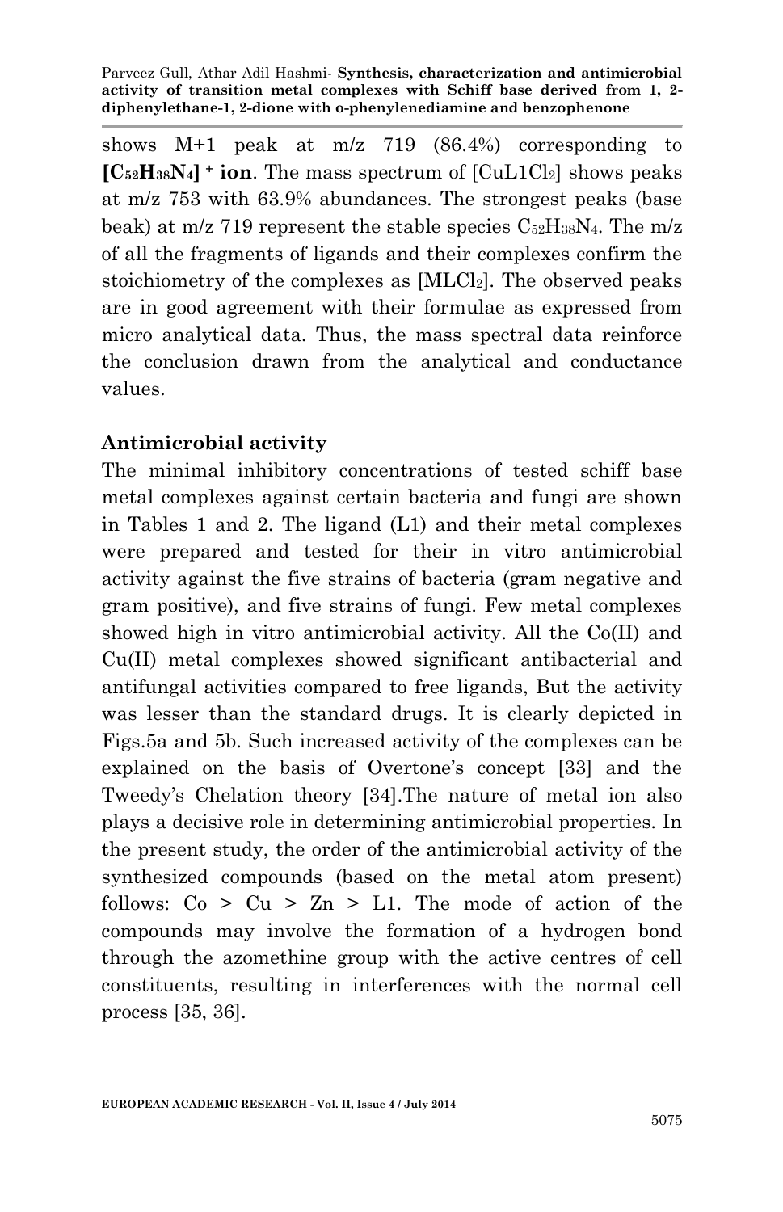shows M+1 peak at m/z 719 (86.4%) corresponding to **$[C_{52}H_{38}N_4]^+$ ion**. The mass spectrum of [CuL1Cl$_2$] shows peaks at m/z 753 with 63.9% abundances. The strongest peaks (base beak) at m/z 719 represent the stable species $C_{52}H_{38}N_4$. The m/z of all the fragments of ligands and their complexes confirm the stoichiometry of the complexes as [MLCl$_2$]. The observed peaks are in good agreement with their formulae as expressed from micro analytical data. Thus, the mass spectral data reinforce the conclusion drawn from the analytical and conductance values.

## Antimicrobial activity

The minimal inhibitory concentrations of tested schiff base metal complexes against certain bacteria and fungi are shown in Tables 1 and 2. The ligand (L1) and their metal complexes were prepared and tested for their in vitro antimicrobial activity against the five strains of bacteria (gram negative and gram positive), and five strains of fungi. Few metal complexes showed high in vitro antimicrobial activity. All the Co(II) and Cu(II) metal complexes showed significant antibacterial and antifungal activities compared to free ligands, But the activity was lesser than the standard drugs. It is clearly depicted in Figs.5a and 5b. Such increased activity of the complexes can be explained on the basis of Overtone's concept [33] and the Tweedy's Chelation theory [34].The nature of metal ion also plays a decisive role in determining antimicrobial properties. In the present study, the order of the antimicrobial activity of the synthesized compounds (based on the metal atom present) follows: Co > Cu > Zn > L1. The mode of action of the compounds may involve the formation of a hydrogen bond through the azomethine group with the active centres of cell constituents, resulting in interferences with the normal cell process [35, 36].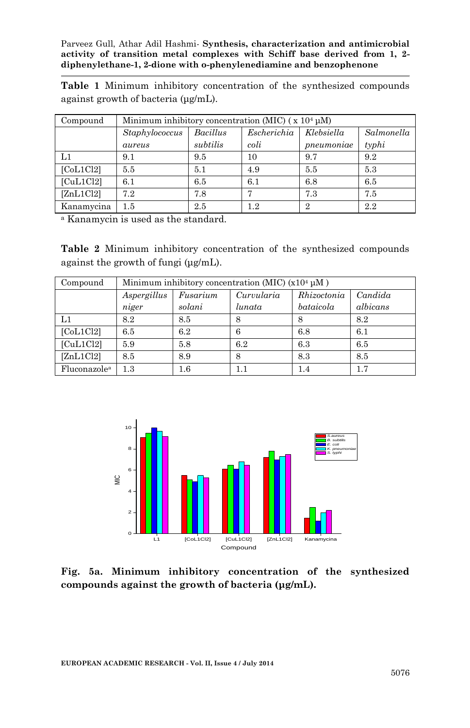**Table 1** Minimum inhibitory concentration of the synthesized compounds against growth of bacteria (µg/mL).

| Compound | Minimum inhibitory concentration (MIC) ( x $10^4$ µM) | | | | |
|---|---|---|---|---|---|
| | *Staphylococcus aureus* | *Bacillus subtilis* | *Escherichia coli* | *Klebsiella pneumoniae* | *Salmonella typhi* |
| L1 | 9.1 | 9.5 | 10 | 9.7 | 9.2 |
| [CoL1Cl2] | 5.5 | 5.1 | 4.9 | 5.5 | 5.3 |
| [CuL1Cl2] | 6.1 | 6.5 | 6.1 | 6.8 | 6.5 |
| [ZnL1Cl2] | 7.2 | 7.8 | 7 | 7.3 | 7.5 |
| Kanamycina | 1.5 | 2.5 | 1.2 | 2 | 2.2 |

[a] Kanamycin is used as the standard.

**Table 2** Minimum inhibitory concentration of the synthesized compounds against the growth of fungi (µg/mL).

| Compound | Minimum inhibitory concentration (MIC) (x$10^4$ µM ) | | | | |
|---|---|---|---|---|---|
| | *Aspergillus niger* | *Fusarium solani* | *Curvularia lunata* | *Rhizoctonia bataicola* | *Candida albicans* |
| L1 | 8.2 | 8.5 | 8 | 8 | 8.2 |
| [CoL1Cl2] | 6.5 | 6.2 | 6 | 6.8 | 6.1 |
| [CuL1Cl2] | 5.9 | 5.8 | 6.2 | 6.3 | 6.5 |
| [ZnL1Cl2] | 8.5 | 8.9 | 8 | 8.3 | 8.5 |
| Fluconazole[a] | 1.3 | 1.6 | 1.1 | 1.4 | 1.7 |

**Fig. 5a. Minimum inhibitory concentration of the synthesized compounds against the growth of bacteria (µg/mL).**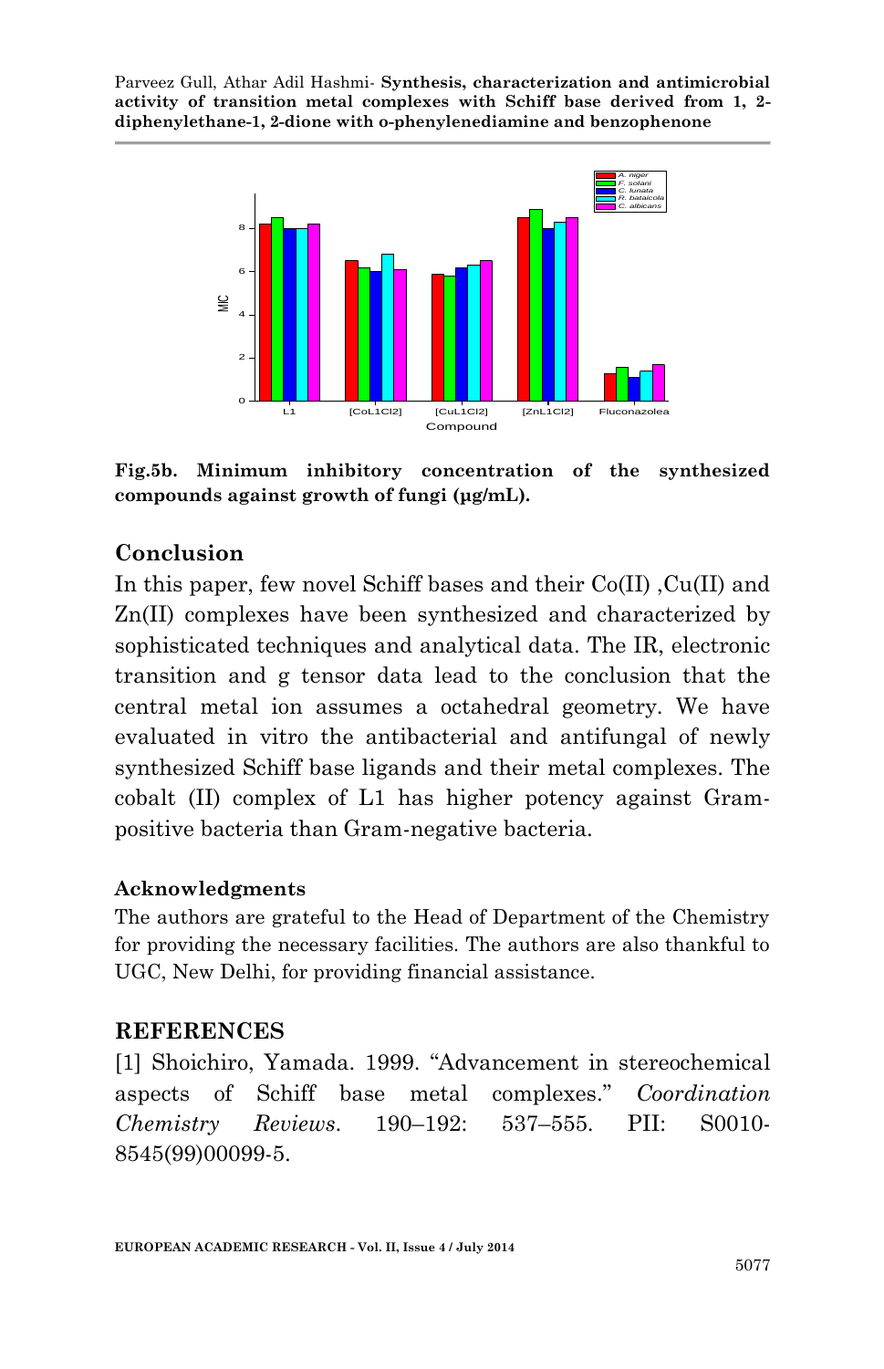Fig.5b. Minimum inhibitory concentration of the synthesized compounds against growth of fungi (μg/mL).

## Conclusion

In this paper, few novel Schiff bases and their Co(II) ,Cu(II) and Zn(II) complexes have been synthesized and characterized by sophisticated techniques and analytical data. The IR, electronic transition and g tensor data lead to the conclusion that the central metal ion assumes a octahedral geometry. We have evaluated in vitro the antibacterial and antifungal of newly synthesized Schiff base ligands and their metal complexes. The cobalt (II) complex of L1 has higher potency against Gram-positive bacteria than Gram-negative bacteria.

### Acknowledgments

The authors are grateful to the Head of Department of the Chemistry for providing the necessary facilities. The authors are also thankful to UGC, New Delhi, for providing financial assistance.

## REFERENCES

[1] Shoichiro, Yamada. 1999. "Advancement in stereochemical aspects of Schiff base metal complexes." *Coordination Chemistry Reviews*. 190–192: 537–555. PII: S0010-8545(99)00099-5.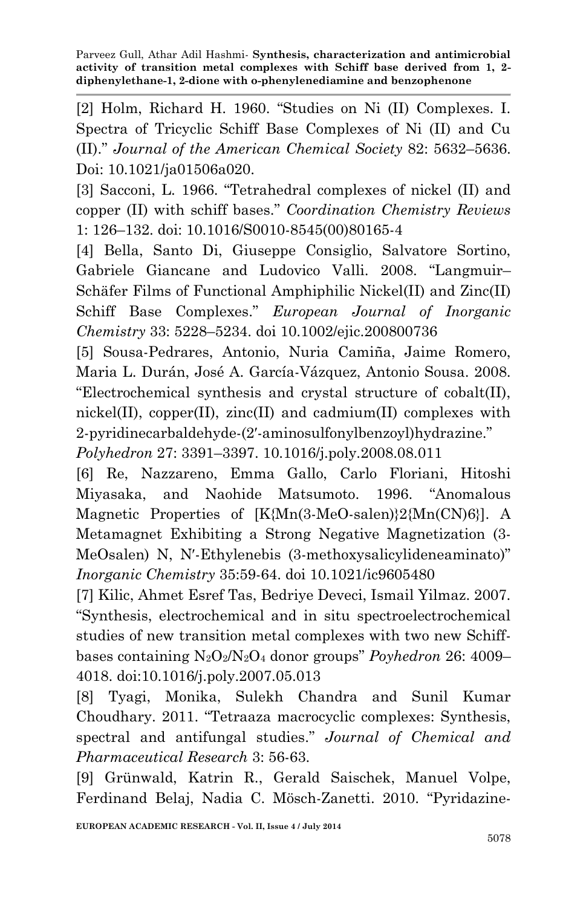[2] Holm, Richard H. 1960. "Studies on Ni (II) Complexes. I. Spectra of Tricyclic Schiff Base Complexes of Ni (II) and Cu (II)." *Journal of the American Chemical Society* 82: 5632–5636. Doi: 10.1021/ja01506a020.

[3] Sacconi, L. 1966. "Tetrahedral complexes of nickel (II) and copper (II) with schiff bases." *Coordination Chemistry Reviews* 1: 126–132. doi: 10.1016/S0010-8545(00)80165-4

[4] Bella, Santo Di, Giuseppe Consiglio, Salvatore Sortino, Gabriele Giancane and Ludovico Valli. 2008. "Langmuir–Schäfer Films of Functional Amphiphilic Nickel(II) and Zinc(II) Schiff Base Complexes." *European Journal of Inorganic Chemistry* 33: 5228–5234. doi 10.1002/ejic.200800736

[5] Sousa-Pedrares, Antonio, Nuria Camiña, Jaime Romero, Maria L. Durán, José A. García-Vázquez, Antonio Sousa. 2008. "Electrochemical synthesis and crystal structure of cobalt(II), nickel(II), copper(II), zinc(II) and cadmium(II) complexes with 2-pyridinecarbaldehyde-(2′-aminosulfonylbenzoyl)hydrazine." *Polyhedron* 27: 3391–3397. 10.1016/j.poly.2008.08.011

[6] Re, Nazzareno, Emma Gallo, Carlo Floriani, Hitoshi Miyasaka, and Naohide Matsumoto. 1996. "Anomalous Magnetic Properties of [K{Mn(3-MeO-salen)}2{Mn(CN)6}]. A Metamagnet Exhibiting a Strong Negative Magnetization (3-MeOsalen) N, N′-Ethylenebis (3-methoxysalicylideneaminato)" *Inorganic Chemistry* 35:59-64. doi 10.1021/ic9605480

[7] Kilic, Ahmet Esref Tas, Bedriye Deveci, Ismail Yilmaz. 2007. "Synthesis, electrochemical and in situ spectroelectrochemical studies of new transition metal complexes with two new Schiff-bases containing $N_2O_2$/$N_2O_4$ donor groups" *Poyhedron* 26: 4009–4018. doi:10.1016/j.poly.2007.05.013

[8] Tyagi, Monika, Sulekh Chandra and Sunil Kumar Choudhary. 2011. "Tetraaza macrocyclic complexes: Synthesis, spectral and antifungal studies." *Journal of Chemical and Pharmaceutical Research* 3: 56-63.

[9] Grünwald, Katrin R., Gerald Saischek, Manuel Volpe, Ferdinand Belaj, Nadia C. Mösch-Zanetti. 2010. "Pyridazine-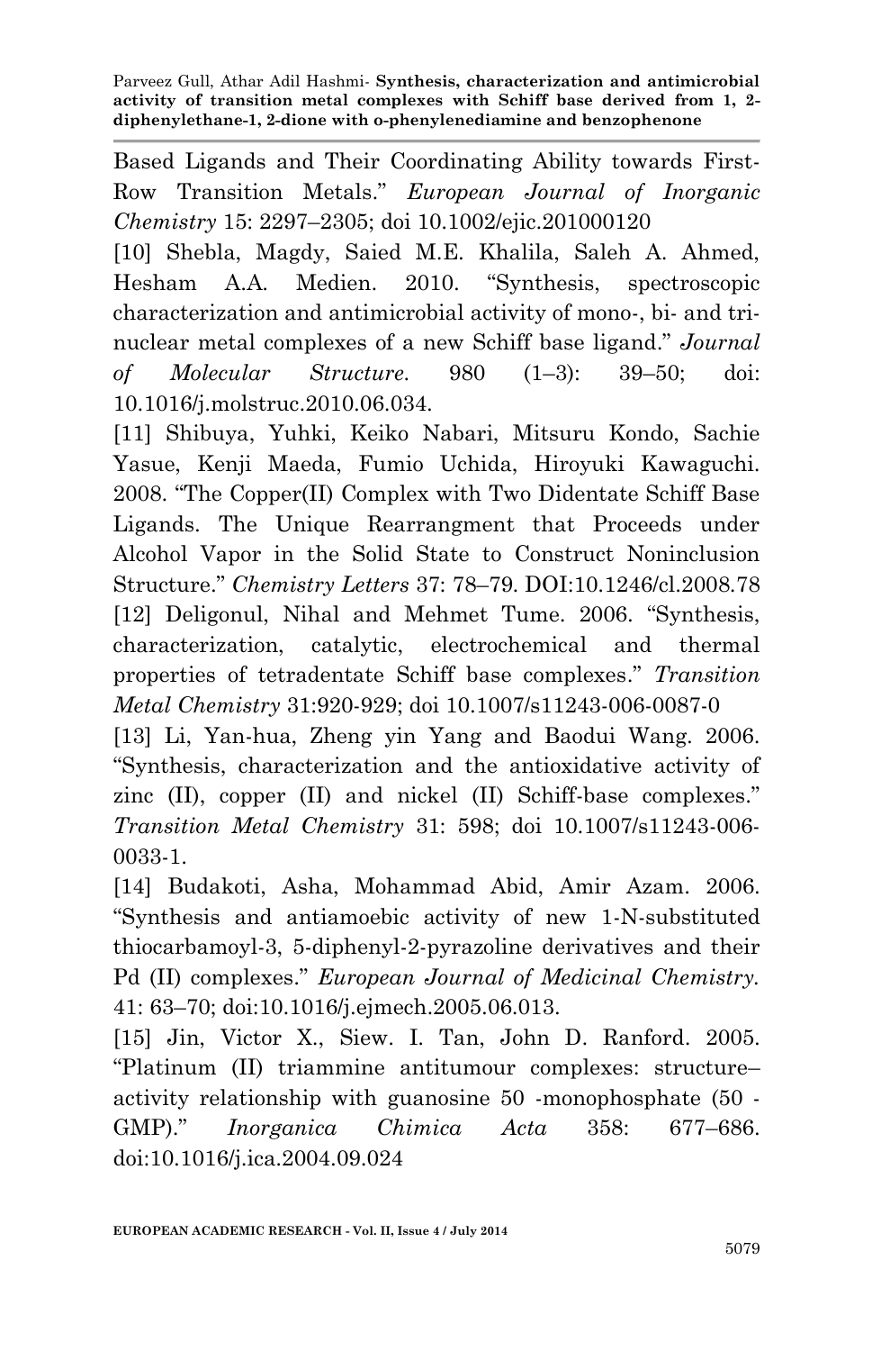Based Ligands and Their Coordinating Ability towards First-Row Transition Metals." *European Journal of Inorganic Chemistry* 15: 2297–2305; doi 10.1002/ejic.201000120

[10] Shebla, Magdy, Saied M.E. Khalila, Saleh A. Ahmed, Hesham A.A. Medien. 2010. "Synthesis, spectroscopic characterization and antimicrobial activity of mono-, bi- and tri-nuclear metal complexes of a new Schiff base ligand." *Journal of Molecular Structure*. 980 (1–3): 39–50; doi: 10.1016/j.molstruc.2010.06.034.

[11] Shibuya, Yuhki, Keiko Nabari, Mitsuru Kondo, Sachie Yasue, Kenji Maeda, Fumio Uchida, Hiroyuki Kawaguchi. 2008. "The Copper(II) Complex with Two Didentate Schiff Base Ligands. The Unique Rearrangment that Proceeds under Alcohol Vapor in the Solid State to Construct Noninclusion Structure." *Chemistry Letters* 37: 78–79. DOI:10.1246/cl.2008.78

[12] Deligonul, Nihal and Mehmet Tume. 2006. "Synthesis, characterization, catalytic, electrochemical and thermal properties of tetradentate Schiff base complexes." *Transition Metal Chemistry* 31:920-929; doi 10.1007/s11243-006-0087-0

[13] Li, Yan-hua, Zheng yin Yang and Baodui Wang. 2006. "Synthesis, characterization and the antioxidative activity of zinc (II), copper (II) and nickel (II) Schiff-base complexes." *Transition Metal Chemistry* 31: 598; doi 10.1007/s11243-006-0033-1.

[14] Budakoti, Asha, Mohammad Abid, Amir Azam. 2006. "Synthesis and antiamoebic activity of new 1-N-substituted thiocarbamoyl-3, 5-diphenyl-2-pyrazoline derivatives and their Pd (II) complexes." *European Journal of Medicinal Chemistry*. 41: 63–70; doi:10.1016/j.ejmech.2005.06.013.

[15] Jin, Victor X., Siew. I. Tan, John D. Ranford. 2005. "Platinum (II) triammine antitumour complexes: structure–activity relationship with guanosine 50 -monophosphate (50 -GMP)." *Inorganica Chimica Acta* 358: 677–686. doi:10.1016/j.ica.2004.09.024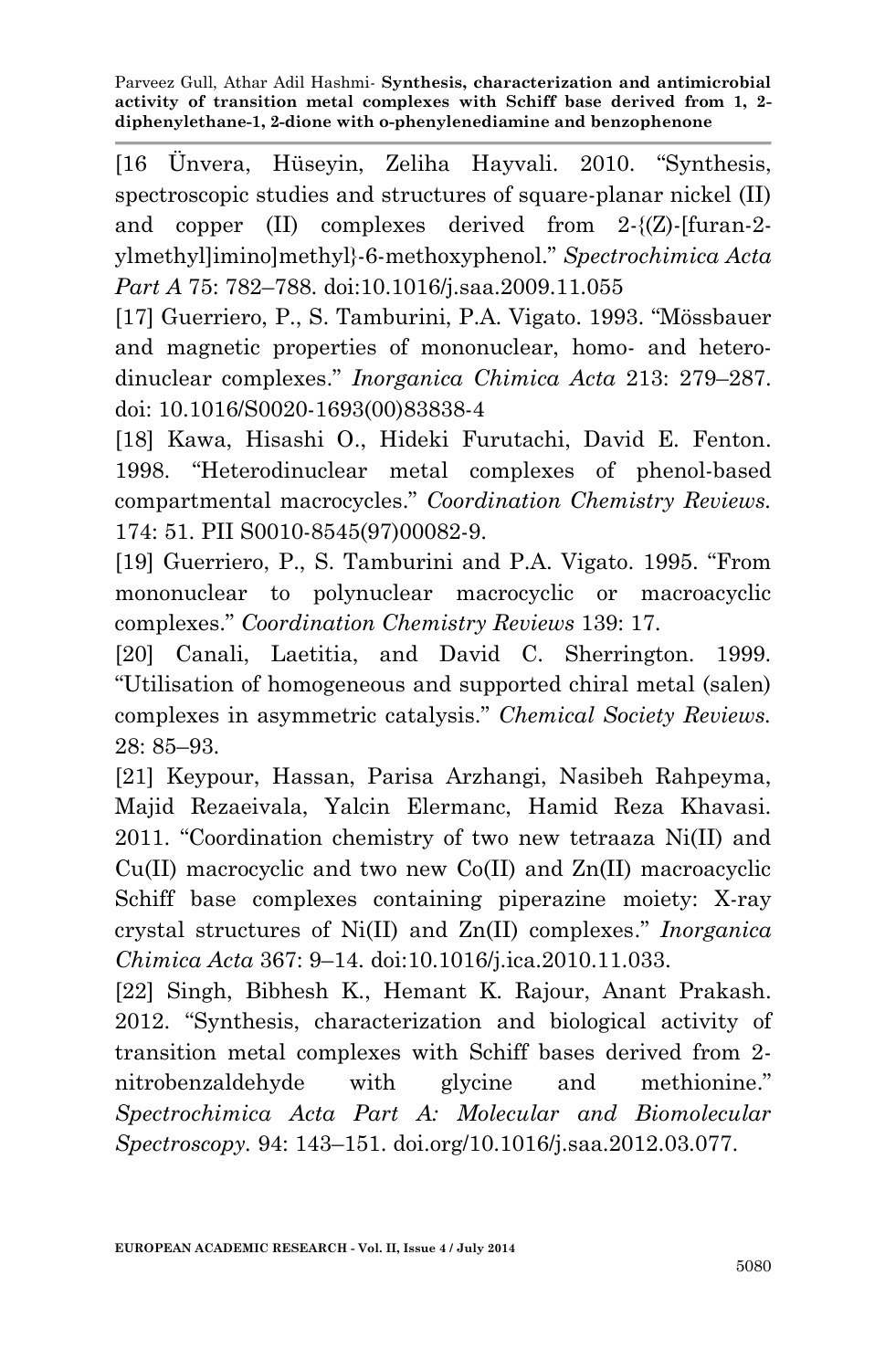[16 Ünvera, Hüseyin, Zeliha Hayvali. 2010. "Synthesis, spectroscopic studies and structures of square-planar nickel (II) and copper (II) complexes derived from 2-{(Z)-[furan-2-ylmethyl]imino]methyl}-6-methoxyphenol." *Spectrochimica Acta Part A* 75: 782–788. doi:10.1016/j.saa.2009.11.055

[17] Guerriero, P., S. Tamburini, P.A. Vigato. 1993. "Mössbauer and magnetic properties of mononuclear, homo- and hetero-dinuclear complexes." *Inorganica Chimica Acta* 213: 279–287. doi: 10.1016/S0020-1693(00)83838-4

[18] Kawa, Hisashi O., Hideki Furutachi, David E. Fenton. 1998. "Heterodinuclear metal complexes of phenol-based compartmental macrocycles." *Coordination Chemistry Reviews.* 174: 51. PII S0010-8545(97)00082-9.

[19] Guerriero, P., S. Tamburini and P.A. Vigato. 1995. "From mononuclear to polynuclear macrocyclic or macroacyclic complexes." *Coordination Chemistry Reviews* 139: 17.

[20] Canali, Laetitia, and David C. Sherrington. 1999. "Utilisation of homogeneous and supported chiral metal (salen) complexes in asymmetric catalysis." *Chemical Society Reviews.* 28: 85–93.

[21] Keypour, Hassan, Parisa Arzhangi, Nasibeh Rahpeyma, Majid Rezaeivala, Yalcin Elermanc, Hamid Reza Khavasi. 2011. "Coordination chemistry of two new tetraaza Ni(II) and Cu(II) macrocyclic and two new Co(II) and Zn(II) macroacyclic Schiff base complexes containing piperazine moiety: X-ray crystal structures of Ni(II) and Zn(II) complexes." *Inorganica Chimica Acta* 367: 9–14. doi:10.1016/j.ica.2010.11.033.

[22] Singh, Bibhesh K., Hemant K. Rajour, Anant Prakash. 2012. "Synthesis, characterization and biological activity of transition metal complexes with Schiff bases derived from 2-nitrobenzaldehyde with glycine and methionine." *Spectrochimica Acta Part A: Molecular and Biomolecular Spectroscopy.* 94: 143–151. doi.org/10.1016/j.saa.2012.03.077.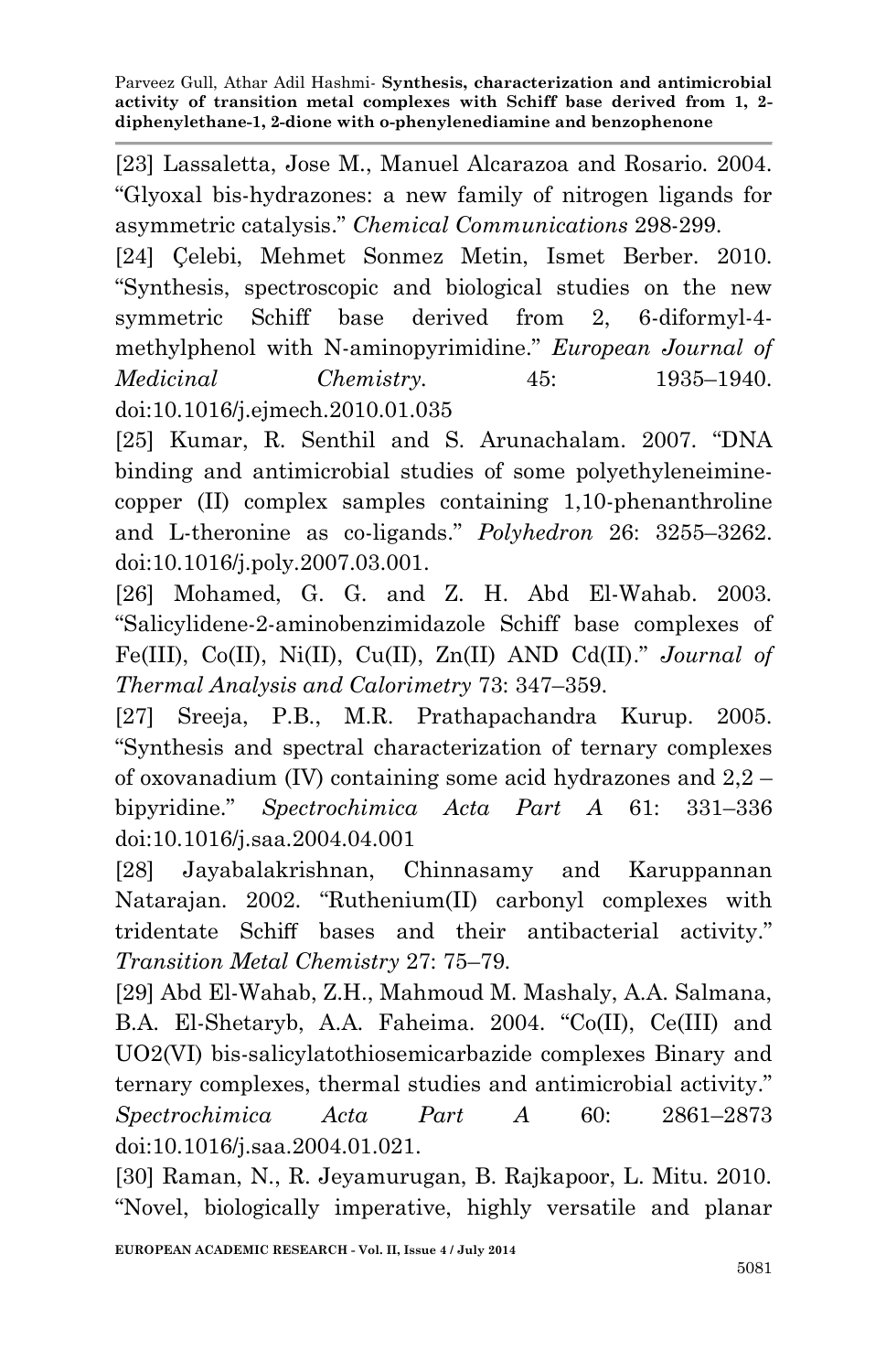[23] Lassaletta, Jose M., Manuel Alcarazoa and Rosario. 2004. "Glyoxal bis-hydrazones: a new family of nitrogen ligands for asymmetric catalysis." *Chemical Communications* 298-299.

[24] Çelebi, Mehmet Sonmez Metin, Ismet Berber. 2010. "Synthesis, spectroscopic and biological studies on the new symmetric Schiff base derived from 2, 6-diformyl-4-methylphenol with N-aminopyrimidine." *European Journal of Medicinal Chemistry*. 45: 1935–1940. doi:10.1016/j.ejmech.2010.01.035

[25] Kumar, R. Senthil and S. Arunachalam. 2007. "DNA binding and antimicrobial studies of some polyethyleneimine-copper (II) complex samples containing 1,10-phenanthroline and L-theronine as co-ligands." *Polyhedron* 26: 3255–3262. doi:10.1016/j.poly.2007.03.001.

[26] Mohamed, G. G. and Z. H. Abd El-Wahab. 2003. "Salicylidene-2-aminobenzimidazole Schiff base complexes of Fe(III), Co(II), Ni(II), Cu(II), Zn(II) AND Cd(II)." *Journal of Thermal Analysis and Calorimetry* 73: 347–359.

[27] Sreeja, P.B., M.R. Prathapachandra Kurup. 2005. "Synthesis and spectral characterization of ternary complexes of oxovanadium (IV) containing some acid hydrazones and 2,2 – bipyridine." *Spectrochimica Acta Part A* 61: 331–336 doi:10.1016/j.saa.2004.04.001

[28] Jayabalakrishnan, Chinnasamy and Karuppannan Natarajan. 2002. "Ruthenium(II) carbonyl complexes with tridentate Schiff bases and their antibacterial activity." *Transition Metal Chemistry* 27: 75–79.

[29] Abd El-Wahab, Z.H., Mahmoud M. Mashaly, A.A. Salmana, B.A. El-Shetaryb, A.A. Faheima. 2004. "Co(II), Ce(III) and UO2(VI) bis-salicylatothiosemicarbazide complexes Binary and ternary complexes, thermal studies and antimicrobial activity." *Spectrochimica Acta Part A* 60: 2861–2873 doi:10.1016/j.saa.2004.01.021.

[30] Raman, N., R. Jeyamurugan, B. Rajkapoor, L. Mitu. 2010. "Novel, biologically imperative, highly versatile and planar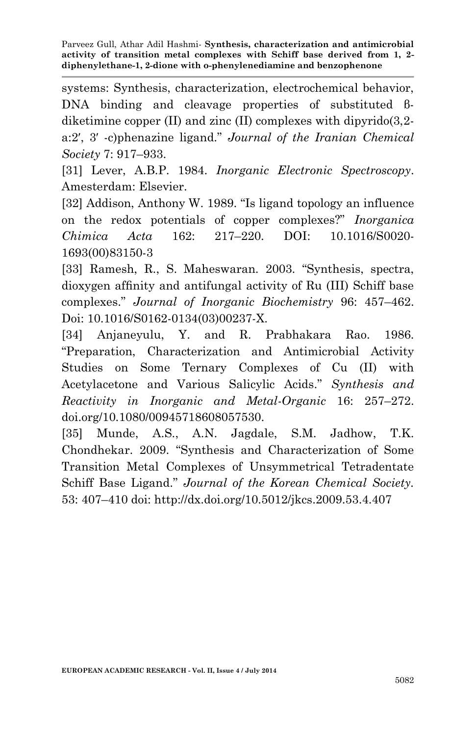systems: Synthesis, characterization, electrochemical behavior, DNA binding and cleavage properties of substituted ß-diketimine copper (II) and zinc (II) complexes with dipyrido(3,2-a:2′, 3′ -c)phenazine ligand." *Journal of the Iranian Chemical Society* 7: 917–933.

[31] Lever, A.B.P. 1984. *Inorganic Electronic Spectroscopy*. Amesterdam: Elsevier.

[32] Addison, Anthony W. 1989. "Is ligand topology an influence on the redox potentials of copper complexes?" *Inorganica Chimica Acta* 162: 217–220. DOI: 10.1016/S0020-1693(00)83150-3

[33] Ramesh, R., S. Maheswaran. 2003. "Synthesis, spectra, dioxygen affinity and antifungal activity of Ru (III) Schiff base complexes." *Journal of Inorganic Biochemistry* 96: 457–462. Doi: 10.1016/S0162-0134(03)00237-X.

[34] Anjaneyulu, Y. and R. Prabhakara Rao. 1986. "Preparation, Characterization and Antimicrobial Activity Studies on Some Ternary Complexes of Cu (II) with Acetylacetone and Various Salicylic Acids." *Synthesis and Reactivity in Inorganic and Metal-Organic* 16: 257–272. doi.org/10.1080/00945718608057530.

[35] Munde, A.S., A.N. Jagdale, S.M. Jadhow, T.K. Chondhekar. 2009. "Synthesis and Characterization of Some Transition Metal Complexes of Unsymmetrical Tetradentate Schiff Base Ligand." *Journal of the Korean Chemical Society*. 53: 407–410 doi: http://dx.doi.org/10.5012/jkcs.2009.53.4.407